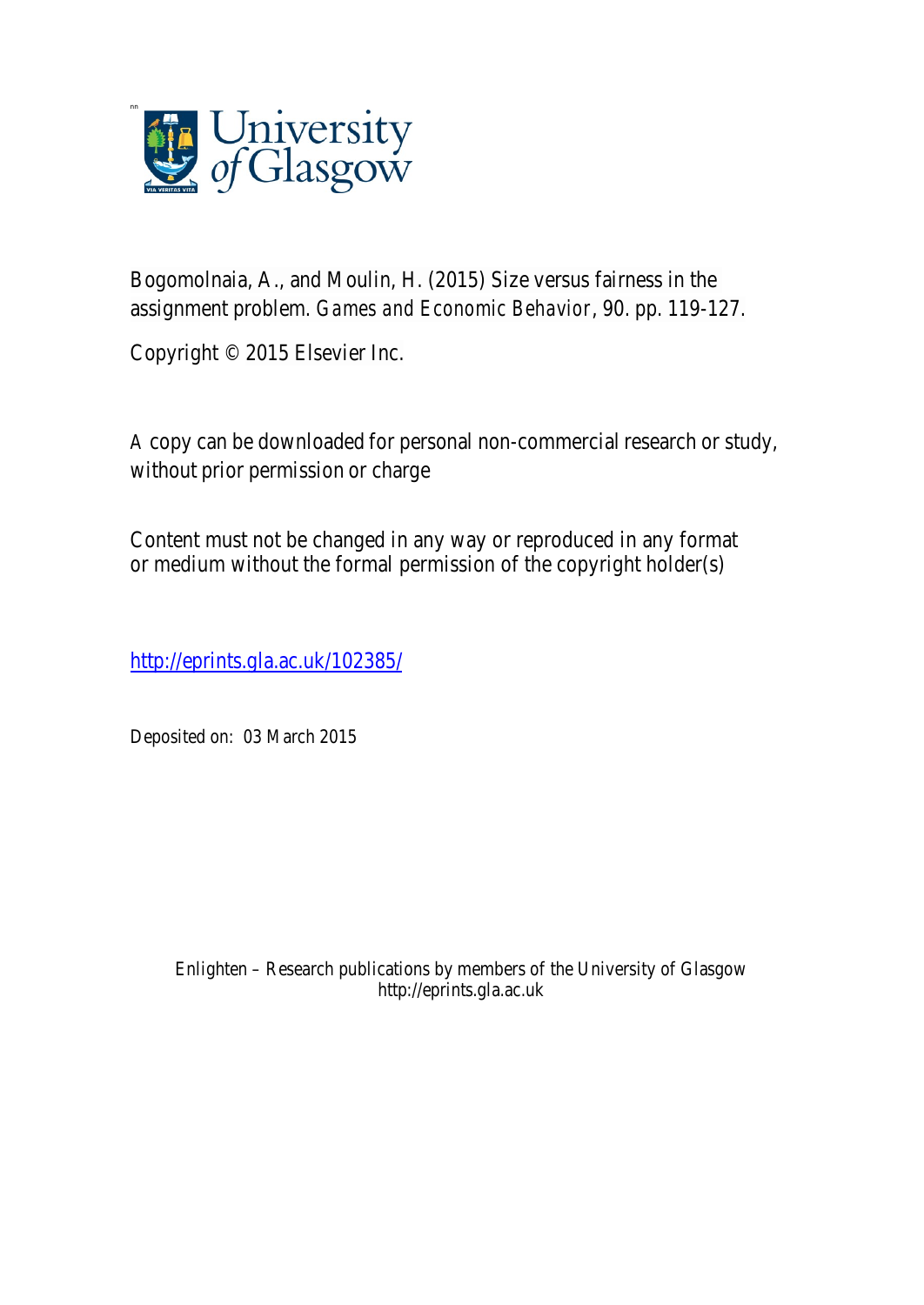Bogomolnaia, A., and Moulin, H. (2015) Size versus fairness in the assignment problem. *Games and Economic Behavior*, 90. pp. 119-127.

Copyright © 2015 Elsevier Inc.

A copy can be downloaded for personal non-commercial research or study, without prior permission or charge

Content must not be changed in any way or reproduced in any format or medium without the formal permission of the copyright holder(s)

http://eprints.gla.ac.uk/102385/

Deposited on: 03 March 2015

Enlighten – Research publications by members of the University of Glasgow
http://eprints.gla.ac.uk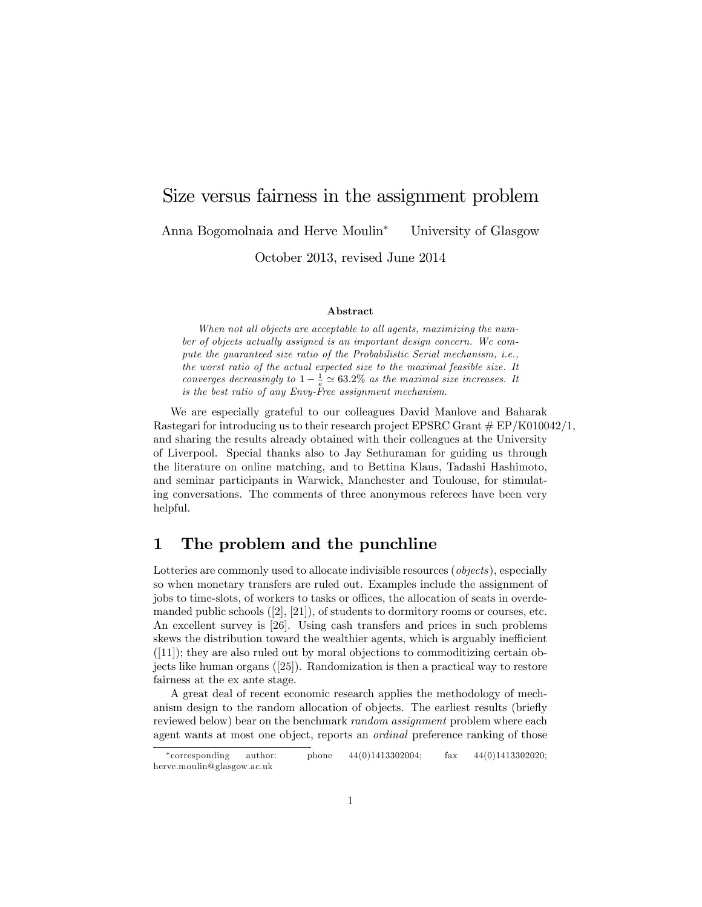# Size versus fairness in the assignment problem

Anna Bogomolnaia and Herve Moulin* University of Glasgow

October 2013, revised June 2014

**Abstract**

*When not all objects are acceptable to all agents, maximizing the number of objects actually assigned is an important design concern. We compute the guaranteed size ratio of the Probabilistic Serial mechanism, i.e., the worst ratio of the actual expected size to the maximal feasible size. It converges decreasingly to $1 - \frac{1}{e} \simeq 63.2\%$ as the maximal size increases. It is the best ratio of any Envy-Free assignment mechanism.*

We are especially grateful to our colleagues David Manlove and Baharak Rastegari for introducing us to their research project EPSRC Grant # EP/K010042/1, and sharing the results already obtained with their colleagues at the University of Liverpool. Special thanks also to Jay Sethuraman for guiding us through the literature on online matching, and to Bettina Klaus, Tadashi Hashimoto, and seminar participants in Warwick, Manchester and Toulouse, for stimulating conversations. The comments of three anonymous referees have been very helpful.

## 1 The problem and the punchline

Lotteries are commonly used to allocate indivisible resources (*objects*), especially so when monetary transfers are ruled out. Examples include the assignment of jobs to time-slots, of workers to tasks or offices, the allocation of seats in overdemanded public schools ([2], [21]), of students to dormitory rooms or courses, etc. An excellent survey is [26]. Using cash transfers and prices in such problems skews the distribution toward the wealthier agents, which is arguably inefficient ([11]); they are also ruled out by moral objections to commoditizing certain objects like human organs ([25]). Randomization is then a practical way to restore fairness at the ex ante stage.

A great deal of recent economic research applies the methodology of mechanism design to the random allocation of objects. The earliest results (briefly reviewed below) bear on the benchmark *random assignment* problem where each agent wants at most one object, reports an *ordinal* preference ranking of those

*corresponding author: phone 44(0)1413302004; fax 44(0)1413302020; herve.moulin@glasgow.ac.uk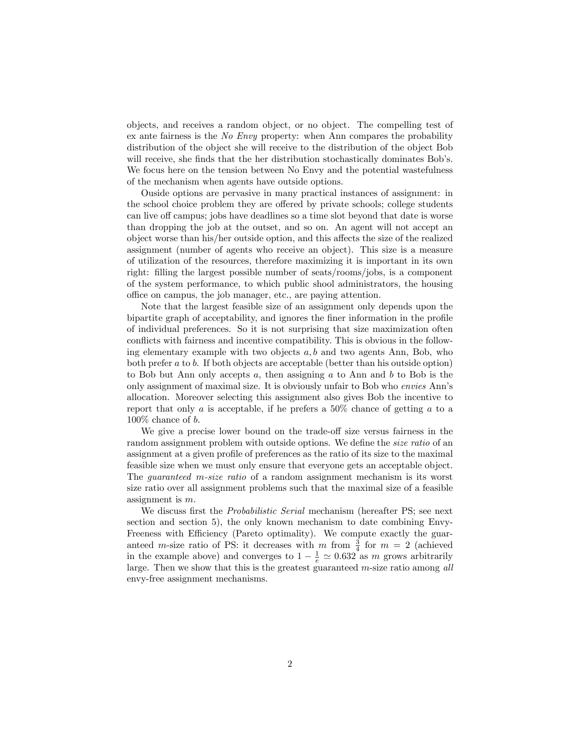objects, and receives a random object, or no object. The compelling test of ex ante fairness is the *No Envy* property: when Ann compares the probability distribution of the object she will receive to the distribution of the object Bob will receive, she finds that the her distribution stochastically dominates Bob's. We focus here on the tension between No Envy and the potential wastefulness of the mechanism when agents have outside options.

Ouside options are pervasive in many practical instances of assignment: in the school choice problem they are offered by private schools; college students can live off campus; jobs have deadlines so a time slot beyond that date is worse than dropping the job at the outset, and so on. An agent will not accept an object worse than his/her outside option, and this affects the size of the realized assignment (number of agents who receive an object). This size is a measure of utilization of the resources, therefore maximizing it is important in its own right: filling the largest possible number of seats/rooms/jobs, is a component of the system performance, to which public shool administrators, the housing office on campus, the job manager, etc., are paying attention.

Note that the largest feasible size of an assignment only depends upon the bipartite graph of acceptability, and ignores the finer information in the profile of individual preferences. So it is not surprising that size maximization often conflicts with fairness and incentive compatibility. This is obvious in the following elementary example with two objects $a, b$ and two agents Ann, Bob, who both prefer $a$ to $b$. If both objects are acceptable (better than his outside option) to Bob but Ann only accepts $a$, then assigning $a$ to Ann and $b$ to Bob is the only assignment of maximal size. It is obviously unfair to Bob who *envies* Ann's allocation. Moreover selecting this assignment also gives Bob the incentive to report that only $a$ is acceptable, if he prefers a 50% chance of getting $a$ to a 100% chance of $b$.

We give a precise lower bound on the trade-off size versus fairness in the random assignment problem with outside options. We define the *size ratio* of an assignment at a given profile of preferences as the ratio of its size to the maximal feasible size when we must only ensure that everyone gets an acceptable object. The *guaranteed m-size ratio* of a random assignment mechanism is its worst size ratio over all assignment problems such that the maximal size of a feasible assignment is $m$.

We discuss first the *Probabilistic Serial* mechanism (hereafter PS; see next section and section 5), the only known mechanism to date combining Envy-Freeness with Efficiency (Pareto optimality). We compute exactly the guaranteed $m$-size ratio of PS: it decreases with $m$ from $\frac{3}{4}$ for $m = 2$ (achieved in the example above) and converges to $1 - \frac{1}{e} \simeq 0.632$ as $m$ grows arbitrarily large. Then we show that this is the greatest guaranteed $m$-size ratio among *all* envy-free assignment mechanisms.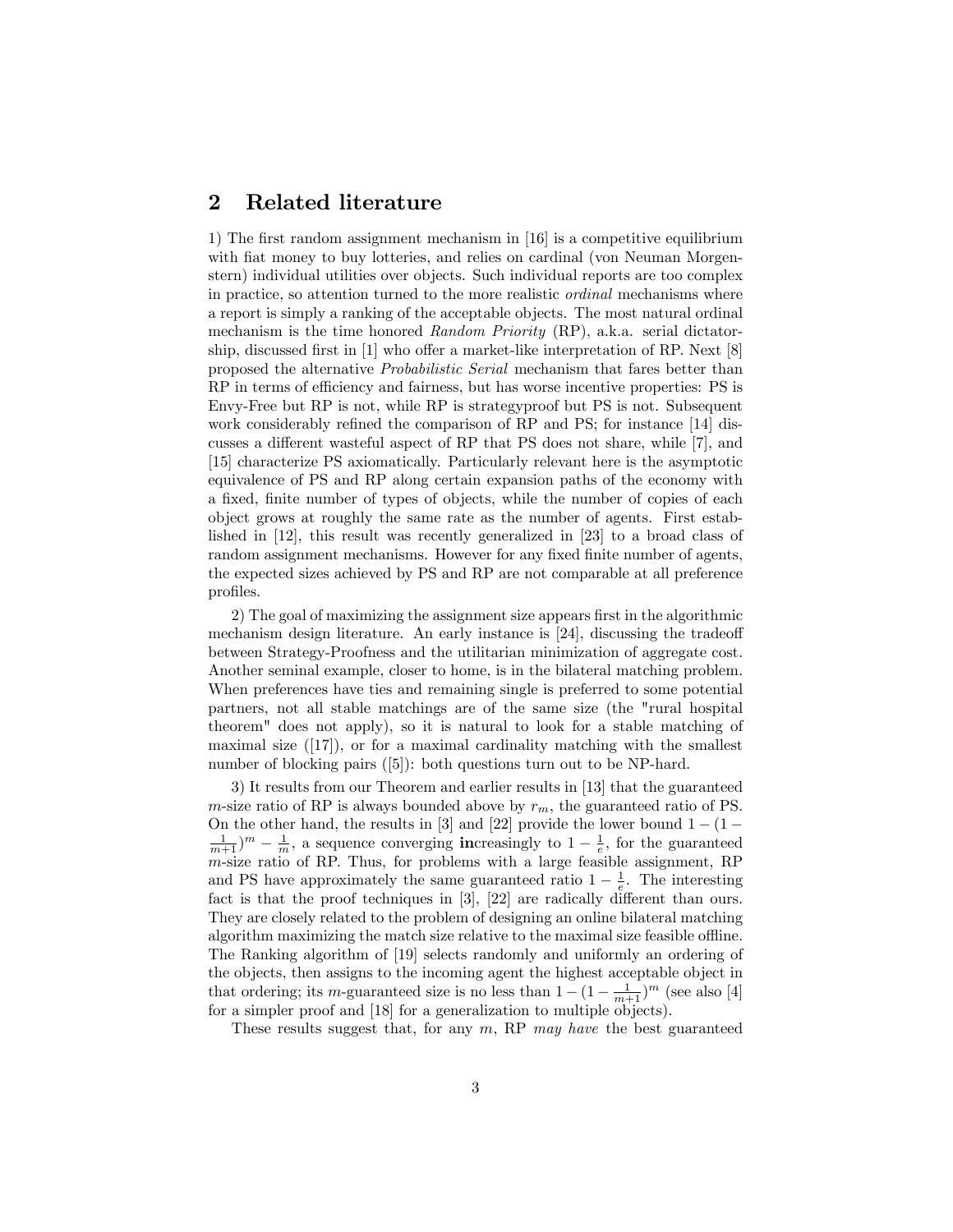## 2 Related literature

1) The first random assignment mechanism in [16] is a competitive equilibrium with fiat money to buy lotteries, and relies on cardinal (von Neuman Morgenstern) individual utilities over objects. Such individual reports are too complex in practice, so attention turned to the more realistic *ordinal* mechanisms where a report is simply a ranking of the acceptable objects. The most natural ordinal mechanism is the time honored *Random Priority* (RP), a.k.a. serial dictatorship, discussed first in [1] who offer a market-like interpretation of RP. Next [8] proposed the alternative *Probabilistic Serial* mechanism that fares better than RP in terms of efficiency and fairness, but has worse incentive properties: PS is Envy-Free but RP is not, while RP is strategyproof but PS is not. Subsequent work considerably refined the comparison of RP and PS; for instance [14] discusses a different wasteful aspect of RP that PS does not share, while [7], and [15] characterize PS axiomatically. Particularly relevant here is the asymptotic equivalence of PS and RP along certain expansion paths of the economy with a fixed, finite number of types of objects, while the number of copies of each object grows at roughly the same rate as the number of agents. First established in [12], this result was recently generalized in [23] to a broad class of random assignment mechanisms. However for any fixed finite number of agents, the expected sizes achieved by PS and RP are not comparable at all preference profiles.

2) The goal of maximizing the assignment size appears first in the algorithmic mechanism design literature. An early instance is [24], discussing the tradeoff between Strategy-Proofness and the utilitarian minimization of aggregate cost. Another seminal example, closer to home, is in the bilateral matching problem. When preferences have ties and remaining single is preferred to some potential partners, not all stable matchings are of the same size (the "rural hospital theorem" does not apply), so it is natural to look for a stable matching of maximal size ([17]), or for a maximal cardinality matching with the smallest number of blocking pairs ([5]): both questions turn out to be NP-hard.

3) It results from our Theorem and earlier results in [13] that the guaranteed $m$-size ratio of RP is always bounded above by $r_m$, the guaranteed ratio of PS. On the other hand, the results in [3] and [22] provide the lower bound $1-(1-\frac{1}{m+1})^m - \frac{1}{m}$, a sequence converging **in**creasingly to $1-\frac{1}{e}$, for the guaranteed $m$-size ratio of RP. Thus, for problems with a large feasible assignment, RP and PS have approximately the same guaranteed ratio $1-\frac{1}{e}$. The interesting fact is that the proof techniques in [3], [22] are radically different than ours. They are closely related to the problem of designing an online bilateral matching algorithm maximizing the match size relative to the maximal size feasible offline. The Ranking algorithm of [19] selects randomly and uniformly an ordering of the objects, then assigns to the incoming agent the highest acceptable object in that ordering; its $m$-guaranteed size is no less than $1-(1-\frac{1}{m+1})^m$ (see also [4] for a simpler proof and [18] for a generalization to multiple objects).

These results suggest that, for any $m$, RP *may have* the best guaranteed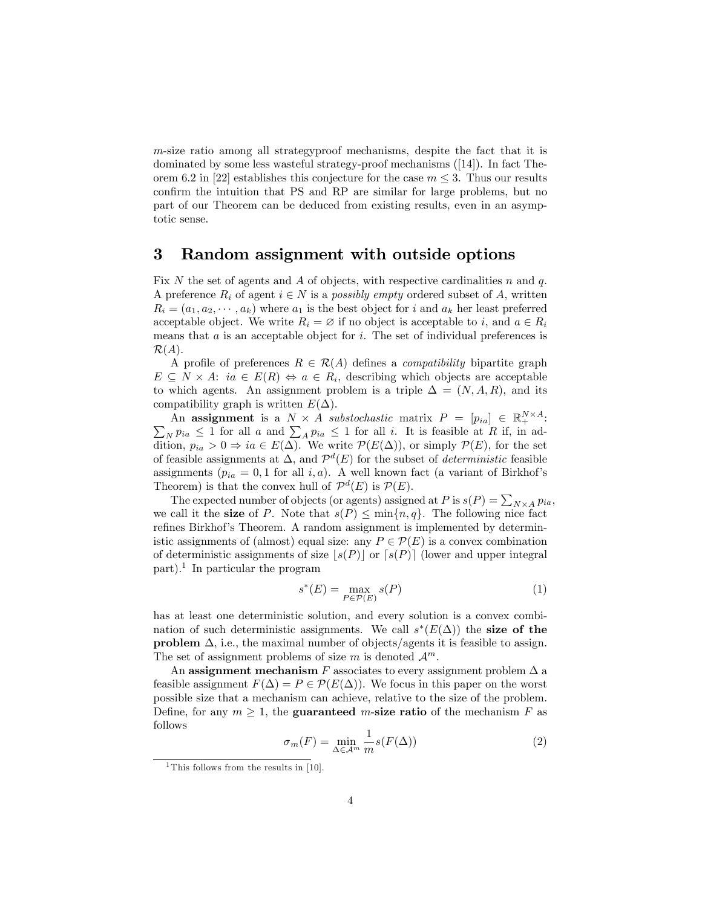$m$-size ratio among all strategyproof mechanisms, despite the fact that it is dominated by some less wasteful strategy-proof mechanisms ([14]). In fact Theorem 6.2 in [22] establishes this conjecture for the case $m \leq 3$. Thus our results confirm the intuition that PS and RP are similar for large problems, but no part of our Theorem can be deduced from existing results, even in an asymptotic sense.

# 3 Random assignment with outside options

Fix $N$ the set of agents and $A$ of objects, with respective cardinalities $n$ and $q$. A preference $R_i$ of agent $i \in N$ is a *possibly empty* ordered subset of $A$, written $R_i = (a_1, a_2, \cdots, a_k)$ where $a_1$ is the best object for $i$ and $a_k$ her least preferred acceptable object. We write $R_i = \varnothing$ if no object is acceptable to $i$, and $a \in R_i$ means that $a$ is an acceptable object for $i$. The set of individual preferences is $\mathcal{R}(A)$.

A profile of preferences $R \in \mathcal{R}(A)$ defines a *compatibility* bipartite graph $E \subseteq N \times A$: $ia \in E(R) \Leftrightarrow a \in R_i$, describing which objects are acceptable to which agents. An assignment problem is a triple $\Delta = (N, A, R)$, and its compatibility graph is written $E(\Delta)$.

An **assignment** is a $N \times A$ *substochastic* matrix $P = [p_{ia}] \in \mathbb{R}_+^{N \times A}$: $\sum_N p_{ia} \leq 1$ for all $a$ and $\sum_A p_{ia} \leq 1$ for all $i$. It is feasible at $R$ if, in addition, $p_{ia} > 0 \Rightarrow ia \in E(\Delta)$. We write $\mathcal{P}(E(\Delta))$, or simply $\mathcal{P}(E)$, for the set of feasible assignments at $\Delta$, and $\mathcal{P}^d(E)$ for the subset of *deterministic* feasible assignments ($p_{ia} = 0, 1$ for all $i, a$). A well known fact (a variant of Birkhof's Theorem) is that the convex hull of $\mathcal{P}^d(E)$ is $\mathcal{P}(E)$.

The expected number of objects (or agents) assigned at $P$ is $s(P) = \sum_{N \times A} p_{ia}$, we call it the **size** of $P$. Note that $s(P) \leq \min\{n, q\}$. The following nice fact refines Birkhof's Theorem. A random assignment is implemented by deterministic assignments of (almost) equal size: any $P \in \mathcal{P}(E)$ is a convex combination of deterministic assignments of size $\lfloor s(P) \rfloor$ or $\lceil s(P) \rceil$ (lower and upper integral part).[1] In particular the program

$$s^*(E) = \max_{P \in \mathcal{P}(E)} s(P) \tag{1}$$

has at least one deterministic solution, and every solution is a convex combination of such deterministic assignments. We call $s^*(E(\Delta))$ the **size of the problem** $\Delta$, i.e., the maximal number of objects/agents it is feasible to assign. The set of assignment problems of size $m$ is denoted $\mathcal{A}^m$.

An **assignment mechanism** $F$ associates to every assignment problem $\Delta$ a feasible assignment $F(\Delta) = P \in \mathcal{P}(E(\Delta))$. We focus in this paper on the worst possible size that a mechanism can achieve, relative to the size of the problem. Define, for any $m \geq 1$, the **guaranteed** $m$**-size ratio** of the mechanism $F$ as follows

$$\sigma_m(F) = \min_{\Delta \in \mathcal{A}^m} \frac{1}{m} s(F(\Delta)) \tag{2}$$

[1] This follows from the results in [10].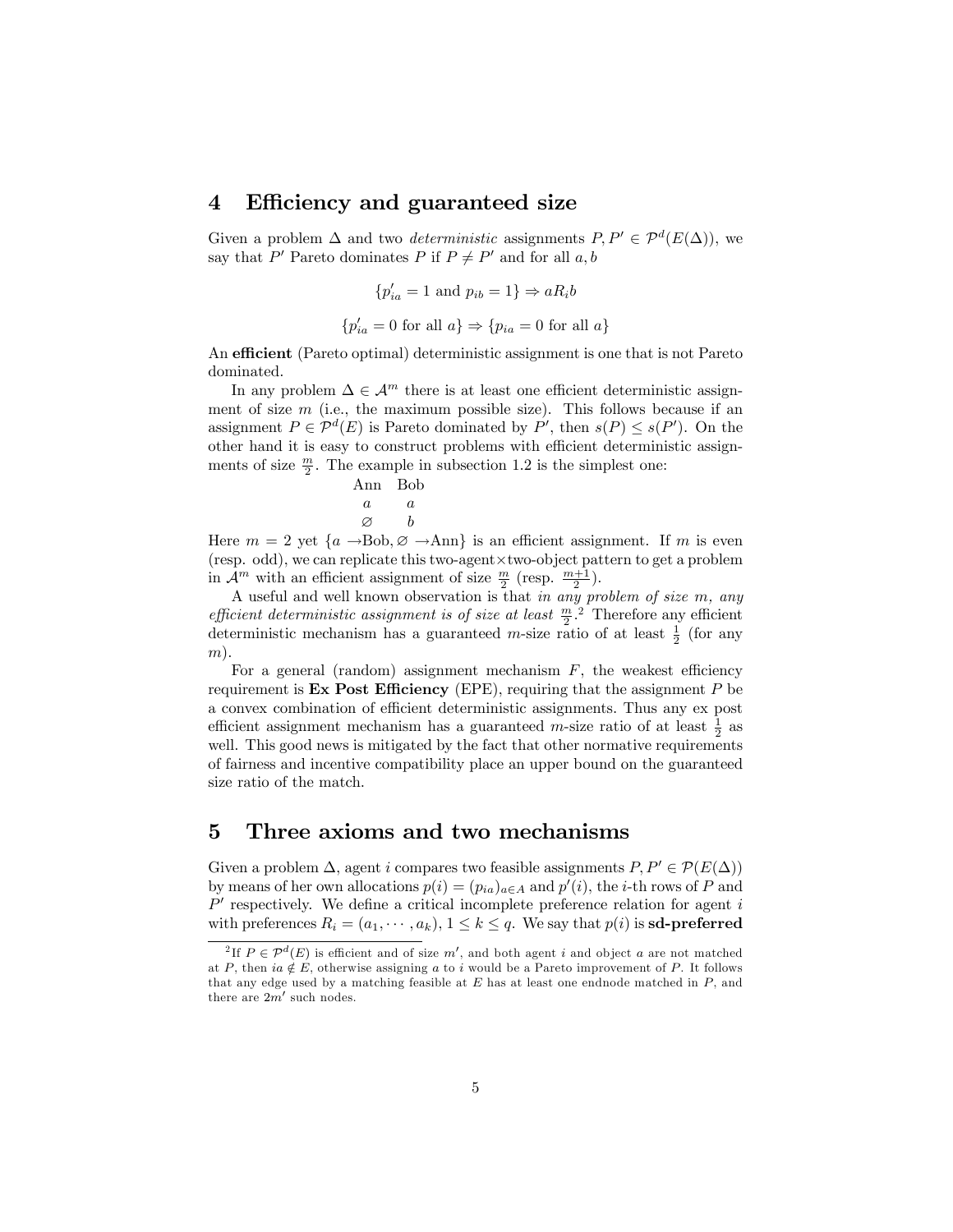## 4 Efficiency and guaranteed size

Given a problem $\Delta$ and two *deterministic* assignments $P, P' \in \mathcal{P}^d(E(\Delta))$, we say that $P'$ Pareto dominates $P$ if $P \neq P'$ and for all $a, b$

$$\{p'_{ia} = 1 \text{ and } p_{ib} = 1\} \Rightarrow aR_i b$$

$$\{p'_{ia} = 0 \text{ for all } a\} \Rightarrow \{p_{ia} = 0 \text{ for all } a\}$$

An **efficient** (Pareto optimal) deterministic assignment is one that is not Pareto dominated.

In any problem $\Delta \in \mathcal{A}^m$ there is at least one efficient deterministic assignment of size $m$ (i.e., the maximum possible size). This follows because if an assignment $P \in \mathcal{P}^d(E)$ is Pareto dominated by $P'$, then $s(P) \leq s(P')$. On the other hand it is easy to construct problems with efficient deterministic assignments of size $\frac{m}{2}$. The example in subsection 1.2 is the simplest one:

| Ann | Bob |
|---|---|
| $a$ | $a$ |
| $\varnothing$ | $b$ |

Here $m = 2$ yet $\{a \to \text{Bob}, \varnothing \to \text{Ann}\}$ is an efficient assignment. If $m$ is even (resp. odd), we can replicate this two-agent×two-object pattern to get a problem in $\mathcal{A}^m$ with an efficient assignment of size $\frac{m}{2}$ (resp. $\frac{m+1}{2}$).

A useful and well known observation is that *in any problem of size $m$, any efficient deterministic assignment is of size at least $\frac{m}{2}$*.[2] Therefore any efficient deterministic mechanism has a guaranteed $m$-size ratio of at least $\frac{1}{2}$ (for any $m$).

For a general (random) assignment mechanism $F$, the weakest efficiency requirement is **Ex Post Efficiency** (EPE), requiring that the assignment $P$ be a convex combination of efficient deterministic assignments. Thus any ex post efficient assignment mechanism has a guaranteed $m$-size ratio of at least $\frac{1}{2}$ as well. This good news is mitigated by the fact that other normative requirements of fairness and incentive compatibility place an upper bound on the guaranteed size ratio of the match.

## 5 Three axioms and two mechanisms

Given a problem $\Delta$, agent $i$ compares two feasible assignments $P, P' \in \mathcal{P}(E(\Delta))$ by means of her own allocations $p(i) = (p_{ia})_{a \in A}$ and $p'(i)$, the $i$-th rows of $P$ and $P'$ respectively. We define a critical incomplete preference relation for agent $i$ with preferences $R_i = (a_1, \cdots, a_k)$, $1 \leq k \leq q$. We say that $p(i)$ is **sd-preferred**

[2] If $P \in \mathcal{P}^d(E)$ is efficient and of size $m'$, and both agent $i$ and object $a$ are not matched at $P$, then $ia \notin E$, otherwise assigning $a$ to $i$ would be a Pareto improvement of $P$. It follows that any edge used by a matching feasible at $E$ has at least one endnode matched in $P$, and there are $2m'$ such nodes.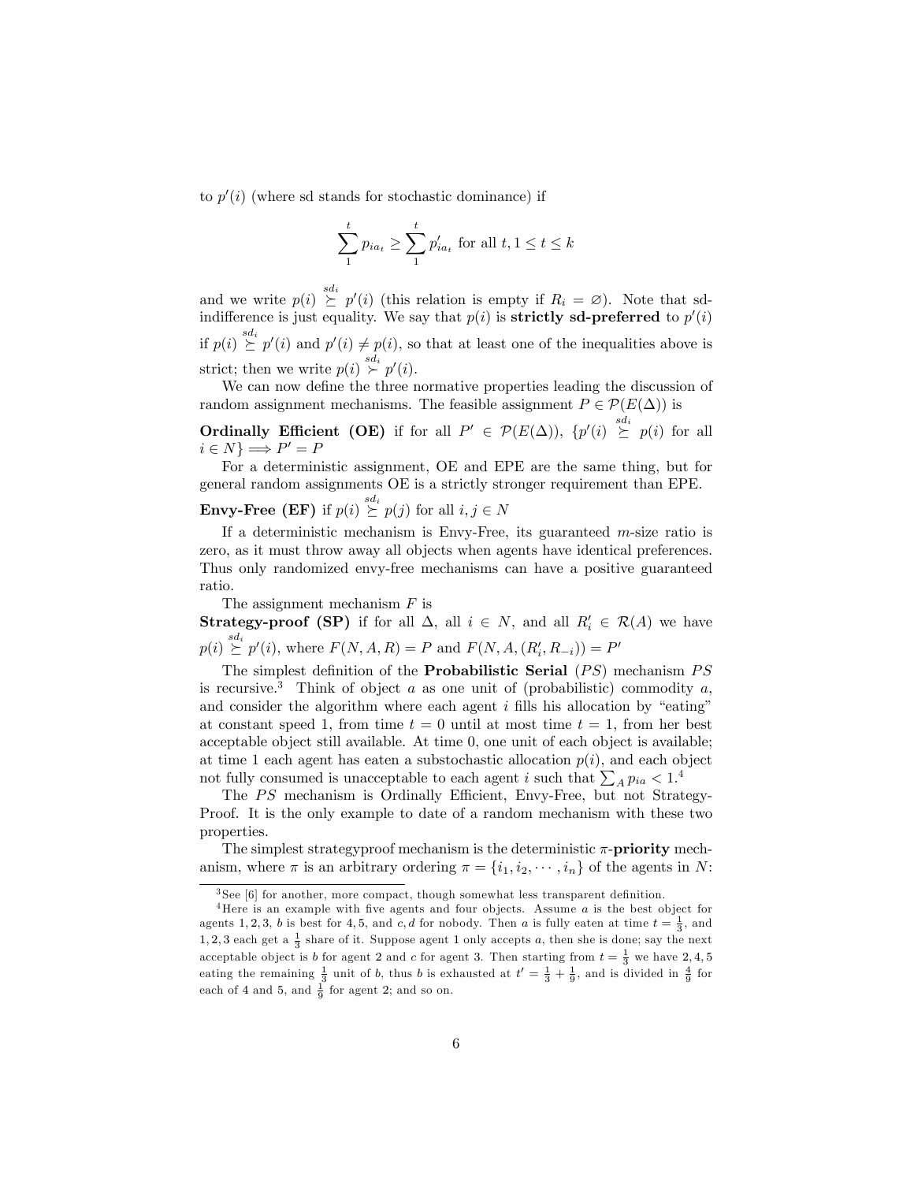to $p'(i)$ (where sd stands for stochastic dominance) if

$$\sum_{1}^{t} p_{ia_t} \geq \sum_{1}^{t} p'_{ia_t} \text{ for all } t, 1 \leq t \leq k$$

and we write $p(i) \overset{sd_i}{\succeq} p'(i)$ (this relation is empty if $R_i = \varnothing$). Note that sd-indifference is just equality. We say that $p(i)$ is **strictly sd-preferred** to $p'(i)$ if $p(i) \overset{sd_i}{\succeq} p'(i)$ and $p'(i) \neq p(i)$, so that at least one of the inequalities above is strict; then we write $p(i) \overset{sd_i}{\succ} p'(i)$.

We can now define the three normative properties leading the discussion of random assignment mechanisms. The feasible assignment $P \in \mathcal{P}(E(\Delta))$ is

**Ordinally Efficient (OE)** if for all $P' \in \mathcal{P}(E(\Delta))$, $\{p'(i) \overset{sd_i}{\succeq} p(i) \text{ for all } i \in N\} \Longrightarrow P' = P$

For a deterministic assignment, OE and EPE are the same thing, but for general random assignments OE is a strictly stronger requirement than EPE.

**Envy-Free (EF)** if $p(i) \overset{sd_i}{\succeq} p(j)$ for all $i, j \in N$

If a deterministic mechanism is Envy-Free, its guaranteed $m$-size ratio is zero, as it must throw away all objects when agents have identical preferences. Thus only randomized envy-free mechanisms can have a positive guaranteed ratio.

The assignment mechanism $F$ is

**Strategy-proof (SP)** if for all $\Delta$, all $i \in N$, and all $R'_i \in \mathcal{R}(A)$ we have $p(i) \overset{sd_i}{\succeq} p'(i)$, where $F(N, A, R) = P$ and $F(N, A, (R'_i, R_{-i})) = P'$

The simplest definition of the **Probabilistic Serial** ($PS$) mechanism $PS$ is recursive.[3] Think of object $a$ as one unit of (probabilistic) commodity $a$, and consider the algorithm where each agent $i$ fills his allocation by "eating" at constant speed 1, from time $t = 0$ until at most time $t = 1$, from her best acceptable object still available. At time 0, one unit of each object is available; at time 1 each agent has eaten a substochastic allocation $p(i)$, and each object not fully consumed is unacceptable to each agent $i$ such that $\sum_A p_{ia} < 1$.[4]

The $PS$ mechanism is Ordinally Efficient, Envy-Free, but not Strategy-Proof. It is the only example to date of a random mechanism with these two properties.

The simplest strategyproof mechanism is the deterministic $\pi$-**priority** mechanism, where $\pi$ is an arbitrary ordering $\pi = \{i_1, i_2, \cdots, i_n\}$ of the agents in $N$:

---

[3] See [6] for another, more compact, though somewhat less transparent definition.

[4] Here is an example with five agents and four objects. Assume $a$ is the best object for agents $1, 2, 3$, $b$ is best for $4, 5$, and $c, d$ for nobody. Then $a$ is fully eaten at time $t = \frac{1}{3}$, and $1, 2, 3$ each get a $\frac{1}{3}$ share of it. Suppose agent 1 only accepts $a$, then she is done; say the next acceptable object is $b$ for agent 2 and $c$ for agent 3. Then starting from $t = \frac{1}{3}$ we have $2, 4, 5$ eating the remaining $\frac{1}{3}$ unit of $b$, thus $b$ is exhausted at $t' = \frac{1}{3} + \frac{1}{9}$, and is divided in $\frac{4}{9}$ for each of 4 and 5, and $\frac{1}{9}$ for agent 2; and so on.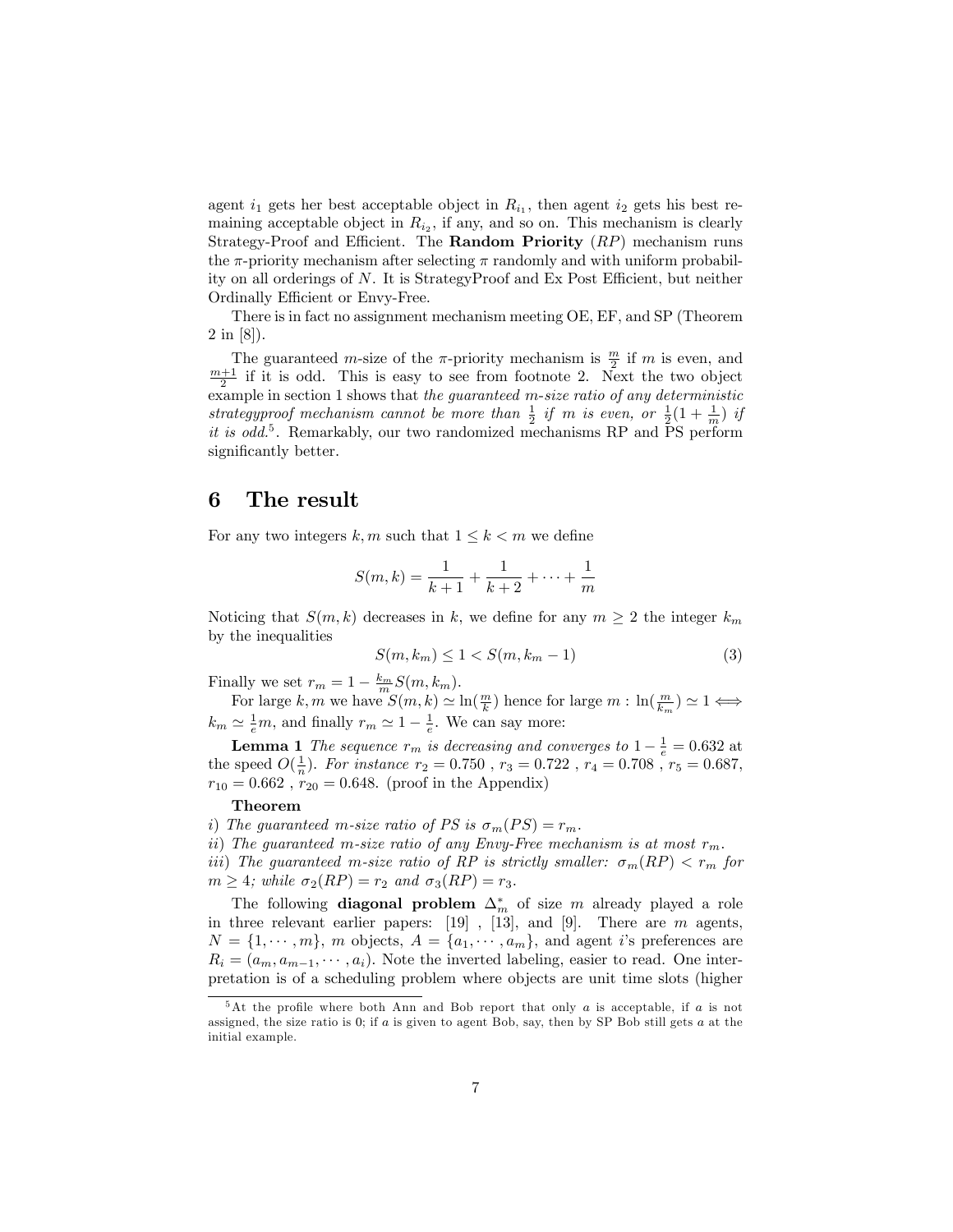agent $i_1$ gets her best acceptable object in $R_{i_1}$, then agent $i_2$ gets his best remaining acceptable object in $R_{i_2}$, if any, and so on. This mechanism is clearly Strategy-Proof and Efficient. The **Random Priority** ($RP$) mechanism runs the $\pi$-priority mechanism after selecting $\pi$ randomly and with uniform probability on all orderings of $N$. It is StrategyProof and Ex Post Efficient, but neither Ordinally Efficient or Envy-Free.

There is in fact no assignment mechanism meeting OE, EF, and SP (Theorem 2 in [8]).

The guaranteed $m$-size of the $\pi$-priority mechanism is $\frac{m}{2}$ if $m$ is even, and $\frac{m+1}{2}$ if it is odd. This is easy to see from footnote 2. Next the two object example in section 1 shows that *the guaranteed m-size ratio of any deterministic strategyproof mechanism cannot be more than $\frac{1}{2}$ if $m$ is even, or $\frac{1}{2}(1+\frac{1}{m})$ if it is odd.*[5]. Remarkably, our two randomized mechanisms RP and PS perform significantly better.

# 6 The result

For any two integers $k, m$ such that $1 \leq k < m$ we define

$$S(m,k) = \frac{1}{k+1} + \frac{1}{k+2} + \cdots + \frac{1}{m}$$

Noticing that $S(m,k)$ decreases in $k$, we define for any $m \geq 2$ the integer $k_m$ by the inequalities

$$S(m,k_m) \leq 1 < S(m,k_m - 1) \tag{3}$$

Finally we set $r_m = 1 - \frac{k_m}{m} S(m,k_m)$.

For large $k, m$ we have $S(m,k) \simeq \ln(\frac{m}{k})$ hence for large $m$ : $\ln(\frac{m}{k_m}) \simeq 1 \Longleftrightarrow k_m \simeq \frac{1}{e}m$, and finally $r_m \simeq 1 - \frac{1}{e}$. We can say more:

**Lemma 1** *The sequence $r_m$ is decreasing and converges to $1 - \frac{1}{e} = 0.632$ at the speed $O(\frac{1}{n})$. For instance $r_2 = 0.750$ , $r_3 = 0.722$ , $r_4 = 0.708$ , $r_5 = 0.687$, $r_{10} = 0.662$ , $r_{20} = 0.648$.* (proof in the Appendix)

**Theorem**

*i) The guaranteed m-size ratio of PS is $\sigma_m(PS) = r_m$.*

*ii) The guaranteed m-size ratio of any Envy-Free mechanism is at most $r_m$.*

*iii) The guaranteed m-size ratio of RP is strictly smaller: $\sigma_m(RP) < r_m$ for $m \geq 4$; while $\sigma_2(RP) = r_2$ and $\sigma_3(RP) = r_3$.*

The following **diagonal problem** $\Delta_m^*$ of size $m$ already played a role in three relevant earlier papers: [19] , [13], and [9]. There are $m$ agents, $N = \{1, \cdots, m\}$, $m$ objects, $A = \{a_1, \cdots, a_m\}$, and agent $i$'s preferences are $R_i = (a_m, a_{m-1}, \cdots, a_i)$. Note the inverted labeling, easier to read. One interpretation is of a scheduling problem where objects are unit time slots (higher

[5] At the profile where both Ann and Bob report that only $a$ is acceptable, if $a$ is not assigned, the size ratio is 0; if $a$ is given to agent Bob, say, then by SP Bob still gets $a$ at the initial example.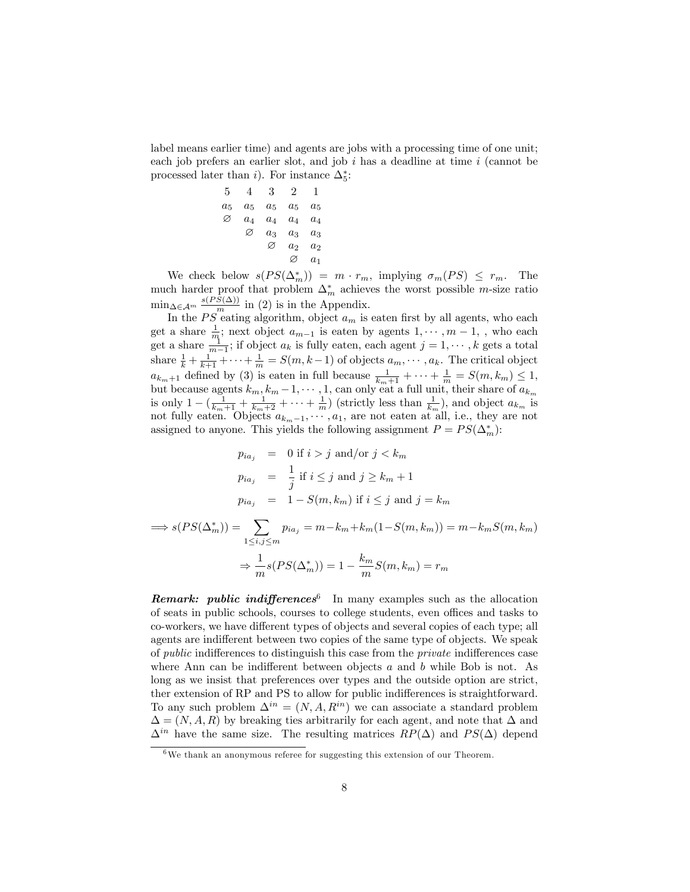label means earlier time) and agents are jobs with a processing time of one unit; each job prefers an earlier slot, and job $i$ has a deadline at time $i$ (cannot be processed later than $i$). For instance $\Delta_5^*$:

| 5 | 4 | 3 | 2 | 1 |
|---|---|---|---|---|
| $a_5$ | $a_5$ | $a_5$ | $a_5$ | $a_5$ |
| $\varnothing$ | $a_4$ | $a_4$ | $a_4$ | $a_4$ |
| | $\varnothing$ | $a_3$ | $a_3$ | $a_3$ |
| | | $\varnothing$ | $a_2$ | $a_2$ |
| | | | $\varnothing$ | $a_1$ |

We check below $s(PS(\Delta_m^*)) = m \cdot r_m$, implying $\sigma_m(PS) \leq r_m$. The much harder proof that problem $\Delta_m^*$ achieves the worst possible $m$-size ratio $\min_{\Delta \in \mathcal{A}^m} \frac{s(PS(\Delta))}{m}$ in (2) is in the Appendix.

In the $PS$ eating algorithm, object $a_m$ is eaten first by all agents, who each get a share $\frac{1}{m}$; next object $a_{m-1}$ is eaten by agents $1, \cdots, m-1$, , who each get a share $\frac{1}{m-1}$; if object $a_k$ is fully eaten, each agent $j = 1, \cdots, k$ gets a total share $\frac{1}{k} + \frac{1}{k+1} + \cdots + \frac{1}{m} = S(m, k-1)$ of objects $a_m, \cdots, a_k$. The critical object $a_{k_m+1}$ defined by (3) is eaten in full because $\frac{1}{k_m+1} + \cdots + \frac{1}{m} = S(m, k_m) \leq 1$, but because agents $k_m, k_m - 1, \cdots, 1$, can only eat a full unit, their share of $a_{k_m}$ is only $1 - (\frac{1}{k_m+1} + \frac{1}{k_m+2} + \cdots + \frac{1}{m})$ (strictly less than $\frac{1}{k_m}$), and object $a_{k_m}$ is not fully eaten. Objects $a_{k_m-1}, \cdots, a_1$, are not eaten at all, i.e., they are not assigned to anyone. This yields the following assignment $P = PS(\Delta_m^*)$:

$$p_{ia_j} = 0 \text{ if } i > j \text{ and/or } j < k_m$$

$$p_{ia_j} = \frac{1}{j} \text{ if } i \leq j \text{ and } j \geq k_m + 1$$

$$p_{ia_j} = 1 - S(m, k_m) \text{ if } i \leq j \text{ and } j = k_m$$

$$\Longrightarrow s(PS(\Delta_m^*)) = \sum_{1 \leq i,j \leq m} p_{ia_j} = m - k_m + k_m(1 - S(m, k_m)) = m - k_m S(m, k_m)$$

$$\Rightarrow \frac{1}{m} s(PS(\Delta_m^*)) = 1 - \frac{k_m}{m} S(m, k_m) = r_m$$

***Remark: public indifferences***[6] In many examples such as the allocation of seats in public schools, courses to college students, even offices and tasks to co-workers, we have different types of objects and several copies of each type; all agents are indifferent between two copies of the same type of objects. We speak of *public* indifferences to distinguish this case from the *private* indifferences case where Ann can be indifferent between objects $a$ and $b$ while Bob is not. As long as we insist that preferences over types and the outside option are strict, ther extension of RP and PS to allow for public indifferences is straightforward. To any such problem $\Delta^{in} = (N, A, R^{in})$ we can associate a standard problem $\Delta = (N, A, R)$ by breaking ties arbitrarily for each agent, and note that $\Delta$ and $\Delta^{in}$ have the same size. The resulting matrices $RP(\Delta)$ and $PS(\Delta)$ depend

[6] We thank an anonymous referee for suggesting this extension of our Theorem.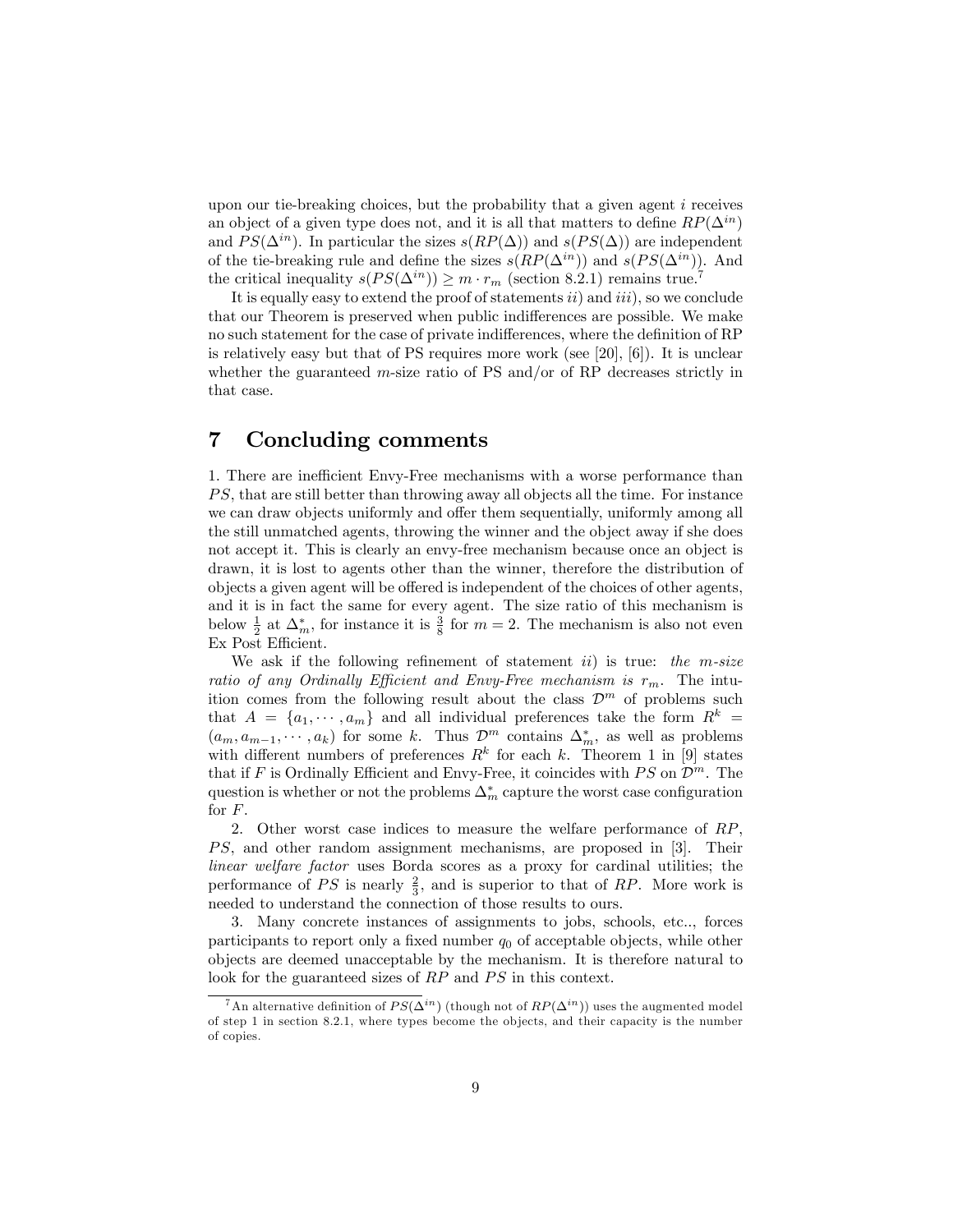upon our tie-breaking choices, but the probability that a given agent $i$ receives an object of a given type does not, and it is all that matters to define $RP(\Delta^{in})$ and $PS(\Delta^{in})$. In particular the sizes $s(RP(\Delta))$ and $s(PS(\Delta))$ are independent of the tie-breaking rule and define the sizes $s(RP(\Delta^{in}))$ and $s(PS(\Delta^{in}))$. And the critical inequality $s(PS(\Delta^{in})) \geq m \cdot r_m$ (section 8.2.1) remains true.[7]

It is equally easy to extend the proof of statements *ii)* and *iii)*, so we conclude that our Theorem is preserved when public indifferences are possible. We make no such statement for the case of private indifferences, where the definition of RP is relatively easy but that of PS requires more work (see [20], [6]). It is unclear whether the guaranteed $m$-size ratio of PS and/or of RP decreases strictly in that case.

# 7 Concluding comments

1. There are inefficient Envy-Free mechanisms with a worse performance than $PS$, that are still better than throwing away all objects all the time. For instance we can draw objects uniformly and offer them sequentially, uniformly among all the still unmatched agents, throwing the winner and the object away if she does not accept it. This is clearly an envy-free mechanism because once an object is drawn, it is lost to agents other than the winner, therefore the distribution of objects a given agent will be offered is independent of the choices of other agents, and it is in fact the same for every agent. The size ratio of this mechanism is below $\frac{1}{2}$ at $\Delta_m^*$, for instance it is $\frac{3}{8}$ for $m = 2$. The mechanism is also not even Ex Post Efficient.

We ask if the following refinement of statement *ii)* is true: *the $m$-size ratio of any Ordinally Efficient and Envy-Free mechanism is $r_m$.* The intuition comes from the following result about the class $\mathcal{D}^m$ of problems such that $A = \{a_1, \cdots, a_m\}$ and all individual preferences take the form $R^k = (a_m, a_{m-1}, \cdots, a_k)$ for some $k$. Thus $\mathcal{D}^m$ contains $\Delta_m^*$, as well as problems with different numbers of preferences $R^k$ for each $k$. Theorem 1 in [9] states that if $F$ is Ordinally Efficient and Envy-Free, it coincides with $PS$ on $\mathcal{D}^m$. The question is whether or not the problems $\Delta_m^*$ capture the worst case configuration for $F$.

2. Other worst case indices to measure the welfare performance of $RP$, $PS$, and other random assignment mechanisms, are proposed in [3]. Their *linear welfare factor* uses Borda scores as a proxy for cardinal utilities; the performance of $PS$ is nearly $\frac{2}{3}$, and is superior to that of $RP$. More work is needed to understand the connection of those results to ours.

3. Many concrete instances of assignments to jobs, schools, etc.., forces participants to report only a fixed number $q_0$ of acceptable objects, while other objects are deemed unacceptable by the mechanism. It is therefore natural to look for the guaranteed sizes of $RP$ and $PS$ in this context.

[7] An alternative definition of $PS(\Delta^{in})$ (though not of $RP(\Delta^{in})$) uses the augmented model of step 1 in section 8.2.1, where types become the objects, and their capacity is the number of copies.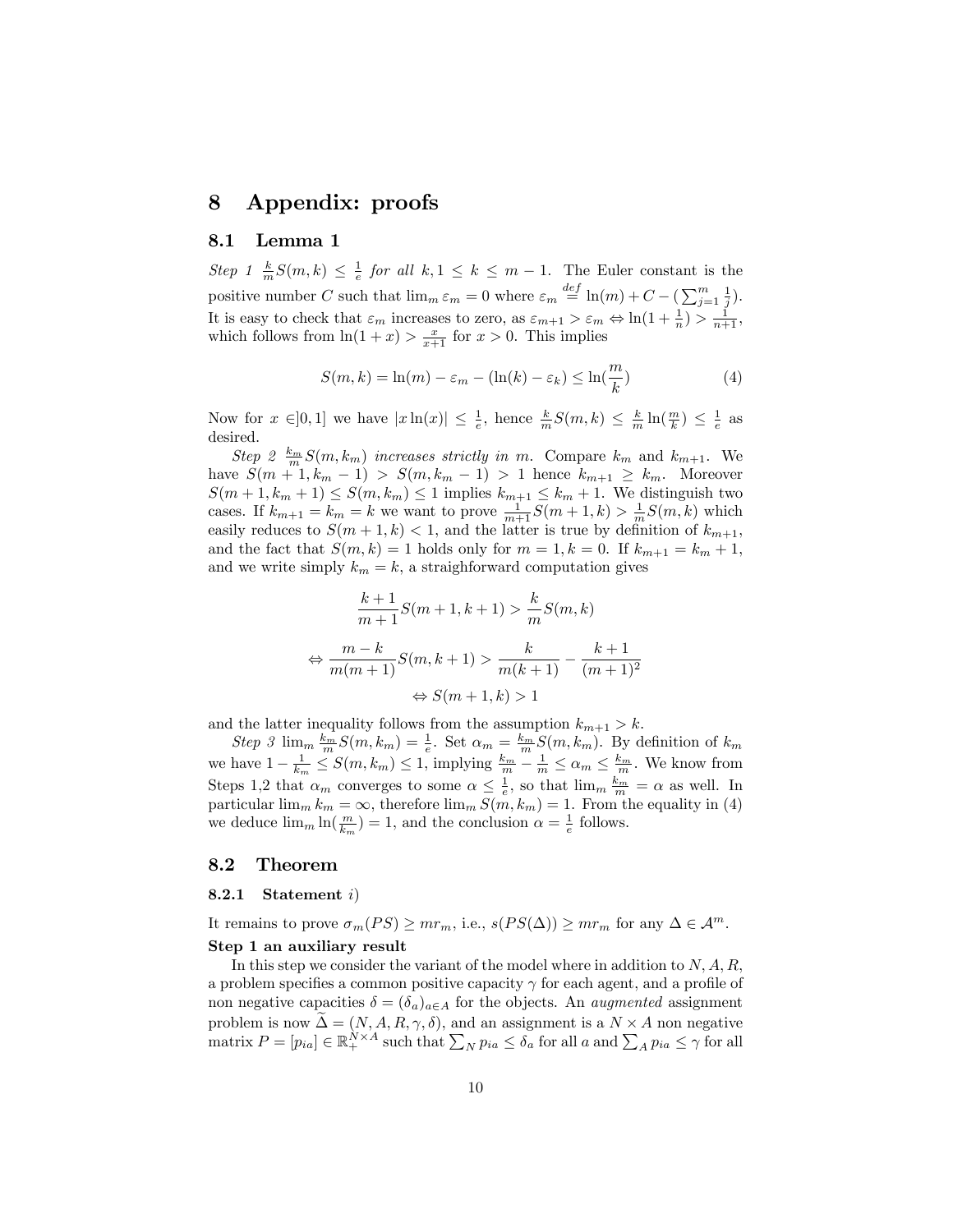# 8 Appendix: proofs

## 8.1 Lemma 1

*Step 1* $\frac{k}{m}S(m,k) \leq \frac{1}{e}$ *for all* $k, 1 \leq k \leq m-1$. The Euler constant is the positive number $C$ such that $\lim_m \varepsilon_m = 0$ where $\varepsilon_m \overset{def}{=} \ln(m) + C - (\sum_{j=1}^{m} \frac{1}{j})$. It is easy to check that $\varepsilon_m$ increases to zero, as $\varepsilon_{m+1} > \varepsilon_m \Leftrightarrow \ln(1+\frac{1}{n}) > \frac{1}{n+1}$, which follows from $\ln(1+x) > \frac{x}{x+1}$ for $x > 0$. This implies

$$S(m,k) = \ln(m) - \varepsilon_m - (\ln(k) - \varepsilon_k) \leq \ln(\frac{m}{k}) \tag{4}$$

Now for $x \in ]0,1]$ we have $|x \ln(x)| \leq \frac{1}{e}$, hence $\frac{k}{m}S(m,k) \leq \frac{k}{m}\ln(\frac{m}{k}) \leq \frac{1}{e}$ as desired.

*Step 2* $\frac{k_m}{m}S(m,k_m)$ *increases strictly in* $m$. Compare $k_m$ and $k_{m+1}$. We have $S(m+1, k_m - 1) > S(m, k_m - 1) > 1$ hence $k_{m+1} \geq k_m$. Moreover $S(m+1, k_m+1) \leq S(m, k_m) \leq 1$ implies $k_{m+1} \leq k_m + 1$. We distinguish two cases. If $k_{m+1} = k_m = k$ we want to prove $\frac{1}{m+1}S(m+1,k) > \frac{1}{m}S(m,k)$ which easily reduces to $S(m+1,k) < 1$, and the latter is true by definition of $k_{m+1}$, and the fact that $S(m,k) = 1$ holds only for $m = 1, k = 0$. If $k_{m+1} = k_m + 1$, and we write simply $k_m = k$, a straighforward computation gives

$$\frac{k+1}{m+1}S(m+1,k+1) > \frac{k}{m}S(m,k)$$

$$\Leftrightarrow \frac{m-k}{m(m+1)}S(m,k+1) > \frac{k}{m(k+1)} - \frac{k+1}{(m+1)^2}$$

$$\Leftrightarrow S(m+1,k) > 1$$

and the latter inequality follows from the assumption $k_{m+1} > k$.

*Step 3* $\lim_m \frac{k_m}{m}S(m,k_m) = \frac{1}{e}$. Set $\alpha_m = \frac{k_m}{m}S(m,k_m)$. By definition of $k_m$ we have $1 - \frac{1}{k_m} \leq S(m,k_m) \leq 1$, implying $\frac{k_m}{m} - \frac{1}{m} \leq \alpha_m \leq \frac{k_m}{m}$. We know from Steps 1,2 that $\alpha_m$ converges to some $\alpha \leq \frac{1}{e}$, so that $\lim_m \frac{k_m}{m} = \alpha$ as well. In particular $\lim_m k_m = \infty$, therefore $\lim_m S(m,k_m) = 1$. From the equality in (4) we deduce $\lim_m \ln(\frac{m}{k_m}) = 1$, and the conclusion $\alpha = \frac{1}{e}$ follows.

## 8.2 Theorem

### 8.2.1 Statement *i)*

It remains to prove $\sigma_m(PS) \geq mr_m$, i.e., $s(PS(\Delta)) \geq mr_m$ for any $\Delta \in \mathcal{A}^m$.

**Step 1 an auxiliary result**

In this step we consider the variant of the model where in addition to $N, A, R$, a problem specifies a common positive capacity $\gamma$ for each agent, and a profile of non negative capacities $\delta = (\delta_a)_{a \in A}$ for the objects. An *augmented* assignment problem is now $\widetilde{\Delta} = (N, A, R, \gamma, \delta)$, and an assignment is a $N \times A$ non negative matrix $P = [p_{ia}] \in \mathbb{R}_+^{N \times A}$ such that $\sum_N p_{ia} \leq \delta_a$ for all $a$ and $\sum_A p_{ia} \leq \gamma$ for all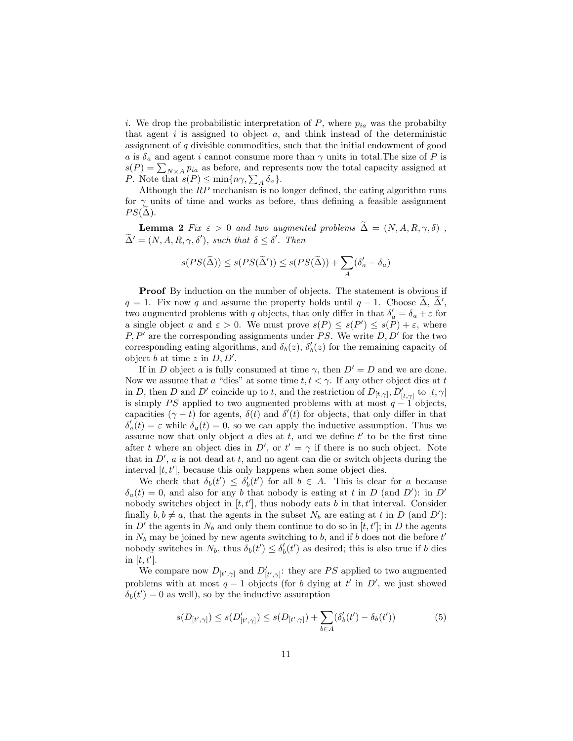$i$. We drop the probabilistic interpretation of $P$, where $p_{ia}$ was the probabilty that agent $i$ is assigned to object $a$, and think instead of the deterministic assignment of $q$ divisible commodities, such that the initial endowment of good $a$ is $\delta_a$ and agent $i$ cannot consume more than $\gamma$ units in total.The size of $P$ is $s(P) = \sum_{N\times A} p_{ia}$ as before, and represents now the total capacity assigned at $P$. Note that $s(P) \leq \min\{n\gamma, \sum_A \delta_a\}$.

Although the $RP$ mechanism is no longer defined, the eating algorithm runs for $\gamma$ units of time and works as before, thus defining a feasible assignment $PS(\widetilde{\Delta})$.

**Lemma 2** *Fix $\varepsilon > 0$ and two augmented problems $\widetilde{\Delta} = (N, A, R, \gamma, \delta)$ , $\widetilde{\Delta}' = (N, A, R, \gamma, \delta')$, such that $\delta \leq \delta'$. Then*

$$s(PS(\widetilde{\Delta})) \leq s(PS(\widetilde{\Delta}')) \leq s(PS(\widetilde{\Delta})) + \sum_A (\delta'_a - \delta_a)$$

**Proof** By induction on the number of objects. The statement is obvious if $q = 1$. Fix now $q$ and assume the property holds until $q - 1$. Choose $\widetilde{\Delta}$, $\widetilde{\Delta}'$, two augmented problems with $q$ objects, that only differ in that $\delta'_a = \delta_a + \varepsilon$ for a single object $a$ and $\varepsilon > 0$. We must prove $s(P) \leq s(P') \leq s(P) + \varepsilon$, where $P, P'$ are the corresponding assignments under $PS$. We write $D, D'$ for the two corresponding eating algorithms, and $\delta_b(z)$, $\delta'_b(z)$ for the remaining capacity of object $b$ at time $z$ in $D, D'$.

If in $D$ object $a$ is fully consumed at time $\gamma$, then $D' = D$ and we are done. Now we assume that $a$ "dies" at some time $t, t < \gamma$. If any other object dies at $t$ in $D$, then $D$ and $D'$ coincide up to $t$, and the restriction of $D_{[t,\gamma]}, D'_{[t,\gamma]}$ to $[t, \gamma]$ is simply $PS$ applied to two augmented problems with at most $q - 1$ objects, capacities $(\gamma - t)$ for agents, $\delta(t)$ and $\delta'(t)$ for objects, that only differ in that $\delta'_a(t) = \varepsilon$ while $\delta_a(t) = 0$, so we can apply the inductive assumption. Thus we assume now that only object $a$ dies at $t$, and we define $t'$ to be the first time after $t$ where an object dies in $D'$, or $t' = \gamma$ if there is no such object. Note that in $D'$, $a$ is not dead at $t$, and no agent can die or switch objects during the interval $[t, t']$, because this only happens when some object dies.

We check that $\delta_b(t') \leq \delta'_b(t')$ for all $b \in A$. This is clear for $a$ because $\delta_a(t) = 0$, and also for any $b$ that nobody is eating at $t$ in $D$ (and $D'$): in $D'$ nobody switches object in $[t, t']$, thus nobody eats $b$ in that interval. Consider finally $b, b \neq a$, that the agents in the subset $N_b$ are eating at $t$ in $D$ (and $D'$): in $D'$ the agents in $N_b$ and only them continue to do so in $[t, t']$; in $D$ the agents in $N_b$ may be joined by new agents switching to $b$, and if $b$ does not die before $t'$ nobody switches in $N_b$, thus $\delta_b(t') \leq \delta'_b(t')$ as desired; this is also true if $b$ dies in $[t, t']$.

We compare now $D_{[t',\gamma]}$ and $D'_{[t',\gamma]}$: they are $PS$ applied to two augmented problems with at most $q - 1$ objects (for $b$ dying at $t'$ in $D'$, we just showed $\delta_b(t') = 0$ as well), so by the inductive assumption

$$s(D_{[t',\gamma]}) \leq s(D'_{[t',\gamma]}) \leq s(D_{[t',\gamma]}) + \sum_{b\in A} (\delta'_b(t') - \delta_b(t')) \tag{5}$$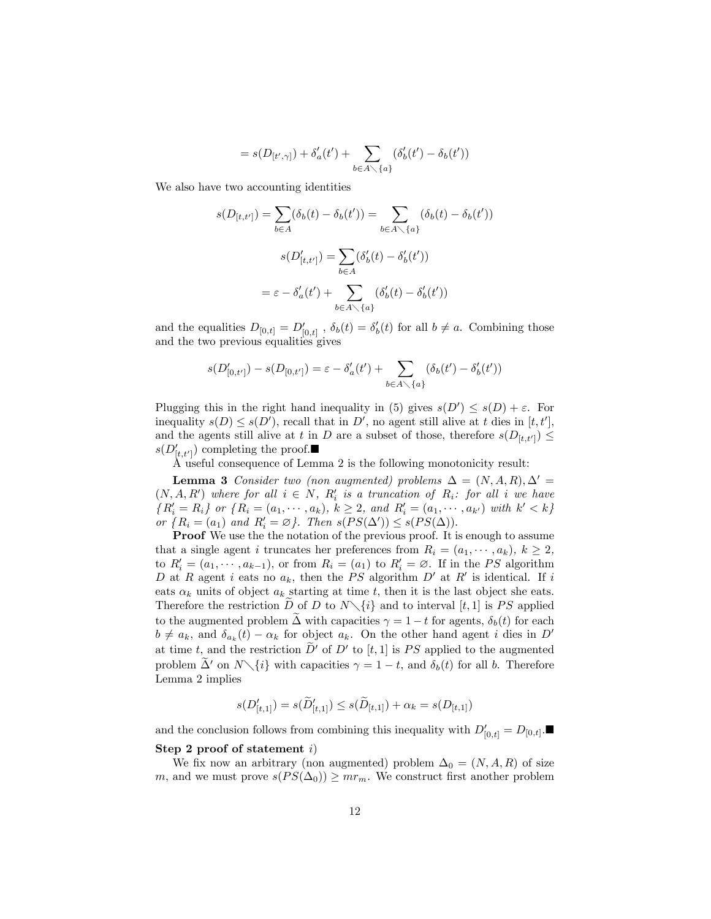$$= s(D_{[t',\gamma]}) + \delta'_a(t') + \sum_{b\in A\diagdown\{a\}} (\delta'_b(t') - \delta_b(t'))$$

We also have two accounting identities

$$s(D_{[t,t']}) = \sum_{b\in A}(\delta_b(t) - \delta_b(t')) = \sum_{b\in A\diagdown\{a\}} (\delta_b(t) - \delta_b(t'))$$

$$s(D'_{[t,t']}) = \sum_{b\in A}(\delta'_b(t) - \delta'_b(t'))$$

$$= \varepsilon - \delta'_a(t') + \sum_{b\in A\diagdown\{a\}} (\delta'_b(t) - \delta'_b(t'))$$

and the equalities $D_{[0,t]} = D'_{[0,t]}$ , $\delta_b(t) = \delta'_b(t)$ for all $b \neq a$. Combining those and the two previous equalities gives

$$s(D'_{[0,t']}) - s(D_{[0,t']}) = \varepsilon - \delta'_a(t') + \sum_{b\in A\diagdown\{a\}} (\delta_b(t') - \delta'_b(t'))$$

Plugging this in the right hand inequality in (5) gives $s(D') \leq s(D) + \varepsilon$. For inequality $s(D) \leq s(D')$, recall that in $D'$, no agent still alive at $t$ dies in $[t, t']$, and the agents still alive at $t$ in $D$ are a subset of those, therefore $s(D_{[t,t']}) \leq s(D'_{[t,t']})$ completing the proof.■

A useful consequence of Lemma 2 is the following monotonicity result:

**Lemma 3** *Consider two (non augmented) problems $\Delta = (N, A, R), \Delta' = (N, A, R')$ where for all $i \in N$, $R'_i$ is a truncation of $R_i$: for all $i$ we have $\{R'_i = R_i\}$ or $\{R_i = (a_1, \cdots, a_k)$, $k \geq 2$, and $R'_i = (a_1, \cdots, a_{k'})$ with $k' < k\}$ or $\{R_i = (a_1)$ and $R'_i = \varnothing\}$. Then $s(PS(\Delta')) \leq s(PS(\Delta))$.*

**Proof** We use the the notation of the previous proof. It is enough to assume that a single agent $i$ truncates her preferences from $R_i = (a_1, \cdots, a_k)$, $k \geq 2$, to $R'_i = (a_1, \cdots, a_{k-1})$, or from $R_i = (a_1)$ to $R'_i = \varnothing$. If in the $PS$ algorithm $D$ at $R$ agent $i$ eats no $a_k$, then the $PS$ algorithm $D'$ at $R'$ is identical. If $i$ eats $\alpha_k$ units of object $a_k$ starting at time $t$, then it is the last object she eats. Therefore the restriction $\widetilde{D}$ of $D$ to $N\diagdown\{i\}$ and to interval $[t, 1]$ is $PS$ applied to the augmented problem $\widetilde{\Delta}$ with capacities $\gamma = 1 - t$ for agents, $\delta_b(t)$ for each $b \neq a_k$, and $\delta_{a_k}(t) - \alpha_k$ for object $a_k$. On the other hand agent $i$ dies in $D'$ at time $t$, and the restriction $\widetilde{D}'$ of $D'$ to $[t, 1]$ is $PS$ applied to the augmented problem $\widetilde{\Delta}'$ on $N\diagdown\{i\}$ with capacities $\gamma = 1 - t$, and $\delta_b(t)$ for all $b$. Therefore Lemma 2 implies

$$s(D'_{[t,1]}) = s(\widetilde{D}'_{[t,1]}) \leq s(\widetilde{D}_{[t,1]}) + \alpha_k = s(D_{[t,1]})$$

and the conclusion follows from combining this inequality with $D'_{[0,t]} = D_{[0,t]}$.■

**Step 2 proof of statement** *i)*

We fix now an arbitrary (non augmented) problem $\Delta_0 = (N, A, R)$ of size $m$, and we must prove $s(PS(\Delta_0)) \geq mr_m$. We construct first another problem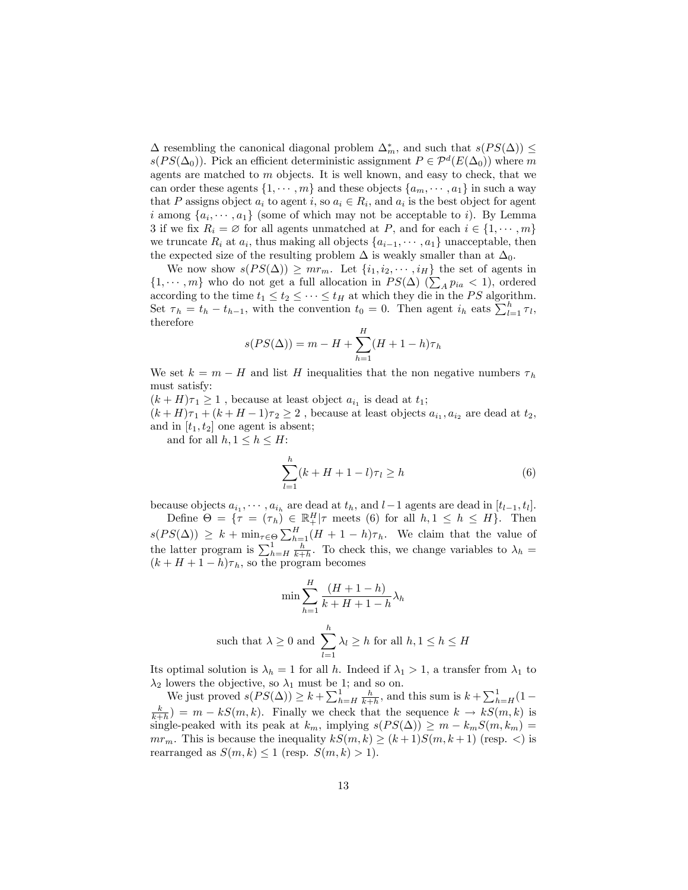$\Delta$ resembling the canonical diagonal problem $\Delta^*_m$, and such that $s(PS(\Delta)) \leq s(PS(\Delta_0))$. Pick an efficient deterministic assignment $P \in \mathcal{P}^d(E(\Delta_0))$ where $m$ agents are matched to $m$ objects. It is well known, and easy to check, that we can order these agents $\{1, \cdots, m\}$ and these objects $\{a_m, \cdots, a_1\}$ in such a way that $P$ assigns object $a_i$ to agent $i$, so $a_i \in R_i$, and $a_i$ is the best object for agent $i$ among $\{a_i, \cdots, a_1\}$ (some of which may not be acceptable to $i$). By Lemma 3 if we fix $R_i = \varnothing$ for all agents unmatched at $P$, and for each $i \in \{1, \cdots, m\}$ we truncate $R_i$ at $a_i$, thus making all objects $\{a_{i-1}, \cdots, a_1\}$ unacceptable, then the expected size of the resulting problem $\Delta$ is weakly smaller than at $\Delta_0$.

We now show $s(PS(\Delta)) \geq mr_m$. Let $\{i_1, i_2, \cdots, i_H\}$ the set of agents in $\{1, \cdots, m\}$ who do not get a full allocation in $PS(\Delta)$ ($\sum_A p_{ia} < 1$), ordered according to the time $t_1 \leq t_2 \leq \cdots \leq t_H$ at which they die in the $PS$ algorithm. Set $\tau_h = t_h - t_{h-1}$, with the convention $t_0 = 0$. Then agent $i_h$ eats $\sum_{l=1}^h \tau_l$, therefore

$$s(PS(\Delta)) = m - H + \sum_{h=1}^{H} (H + 1 - h)\tau_h$$

We set $k = m - H$ and list $H$ inequalities that the non negative numbers $\tau_h$ must satisfy:

$(k + H)\tau_1 \geq 1$ , because at least object $a_{i_1}$ is dead at $t_1$;

$(k + H)\tau_1 + (k + H - 1)\tau_2 \geq 2$ , because at least objects $a_{i_1}, a_{i_2}$ are dead at $t_2$, and in $[t_1, t_2]$ one agent is absent;

and for all $h, 1 \leq h \leq H$:

$$\sum_{l=1}^{h} (k + H + 1 - l)\tau_l \geq h \tag{6}$$

because objects $a_{i_1}, \cdots, a_{i_h}$ are dead at $t_h$, and $l-1$ agents are dead in $[t_{l-1}, t_l]$.

Define $\Theta = \{\tau = (\tau_h) \in \mathbb{R}^H_+ | \tau$ meets (6) for all $h, 1 \leq h \leq H\}$. Then $s(PS(\Delta)) \geq k + \min_{\tau \in \Theta} \sum_{h=1}^{H} (H + 1 - h)\tau_h$. We claim that the value of the latter program is $\sum_{h=H}^{1} \frac{h}{k+h}$. To check this, we change variables to $\lambda_h = (k + H + 1 - h)\tau_h$, so the program becomes

$$\min \sum_{h=1}^{H} \frac{(H + 1 - h)}{k + H + 1 - h} \lambda_h$$

$$\text{such that } \lambda \geq 0 \text{ and } \sum_{l=1}^{h} \lambda_l \geq h \text{ for all } h, 1 \leq h \leq H$$

Its optimal solution is $\lambda_h = 1$ for all $h$. Indeed if $\lambda_1 > 1$, a transfer from $\lambda_1$ to $\lambda_2$ lowers the objective, so $\lambda_1$ must be 1; and so on.

We just proved $s(PS(\Delta)) \geq k + \sum_{h=H}^{1} \frac{h}{k+h}$, and this sum is $k + \sum_{h=H}^{1}(1 - \frac{k}{k+h}) = m - kS(m, k)$. Finally we check that the sequence $k \rightarrow kS(m, k)$ is single-peaked with its peak at $k_m$, implying $s(PS(\Delta)) \geq m - k_m S(m, k_m) = mr_m$. This is because the inequality $kS(m, k) \geq (k+1)S(m, k+1)$ (resp. $<$) is rearranged as $S(m, k) \leq 1$ (resp. $S(m, k) > 1$).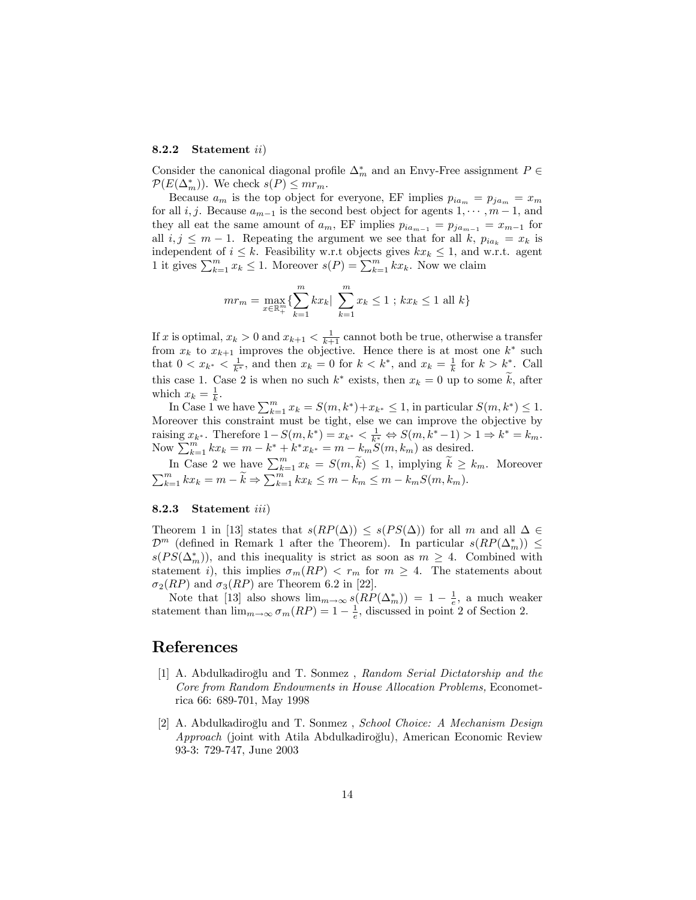### 8.2.2 Statement *ii)*

Consider the canonical diagonal profile $\Delta_m^*$ and an Envy-Free assignment $P \in \mathcal{P}(E(\Delta_m^*))$. We check $s(P) \leq mr_m$.

Because $a_m$ is the top object for everyone, EF implies $p_{ia_m} = p_{ja_m} = x_m$ for all $i, j$. Because $a_{m-1}$ is the second best object for agents $1, \cdots, m-1$, and they all eat the same amount of $a_m$, EF implies $p_{ia_{m-1}} = p_{ja_{m-1}} = x_{m-1}$ for all $i, j \leq m-1$. Repeating the argument we see that for all $k$, $p_{ia_k} = x_k$ is independent of $i \leq k$. Feasibility w.r.t objects gives $kx_k \leq 1$, and w.r.t. agent 1 it gives $\sum_{k=1}^m x_k \leq 1$. Moreover $s(P) = \sum_{k=1}^m kx_k$. Now we claim

$$mr_m = \max_{x \in \mathbb{R}_+^m} \{\sum_{k=1}^m kx_k | \sum_{k=1}^m x_k \leq 1 \ ; \ kx_k \leq 1 \text{ all } k\}$$

If $x$ is optimal, $x_k > 0$ and $x_{k+1} < \frac{1}{k+1}$ cannot both be true, otherwise a transfer from $x_k$ to $x_{k+1}$ improves the objective. Hence there is at most one $k^*$ such that $0 < x_{k^*} < \frac{1}{k^*}$, and then $x_k = 0$ for $k < k^*$, and $x_k = \frac{1}{k}$ for $k > k^*$. Call this case 1. Case 2 is when no such $k^*$ exists, then $x_k = 0$ up to some $\widetilde{k}$, after which $x_k = \frac{1}{k}$.

In Case 1 we have $\sum_{k=1}^m x_k = S(m, k^*) + x_{k^*} \leq 1$, in particular $S(m, k^*) \leq 1$. Moreover this constraint must be tight, else we can improve the objective by raising $x_{k^*}$. Therefore $1 - S(m, k^*) = x_{k^*} < \frac{1}{k^*} \Leftrightarrow S(m, k^*-1) > 1 \Rightarrow k^* = k_m$. Now $\sum_{k=1}^m kx_k = m - k^* + k^* x_{k^*} = m - k_m S(m, k_m)$ as desired.

In Case 2 we have $\sum_{k=1}^m x_k = S(m, \widetilde{k}) \leq 1$, implying $\widetilde{k} \geq k_m$. Moreover $\sum_{k=1}^m kx_k = m - \widetilde{k} \Rightarrow \sum_{k=1}^m kx_k \leq m - k_m \leq m - k_m S(m, k_m)$.

### 8.2.3 Statement *iii)*

Theorem 1 in [13] states that $s(RP(\Delta)) \leq s(PS(\Delta))$ for all $m$ and all $\Delta \in \mathcal{D}^m$ (defined in Remark 1 after the Theorem). In particular $s(RP(\Delta_m^*)) \leq s(PS(\Delta_m^*))$, and this inequality is strict as soon as $m \geq 4$. Combined with statement *i)*, this implies $\sigma_m(RP) < r_m$ for $m \geq 4$. The statements about $\sigma_2(RP)$ and $\sigma_3(RP)$ are Theorem 6.2 in [22].

Note that [13] also shows $\lim_{m\to\infty} s(RP(\Delta_m^*)) = 1 - \frac{1}{e}$, a much weaker statement than $\lim_{m\to\infty} \sigma_m(RP) = 1 - \frac{1}{e}$, discussed in point 2 of Section 2.

## References

[1] A. Abdulkadiroğlu and T. Sonmez , *Random Serial Dictatorship and the Core from Random Endowments in House Allocation Problems,* Econometrica 66: 689-701, May 1998

[2] A. Abdulkadiroğlu and T. Sonmez , *School Choice: A Mechanism Design Approach* (joint with Atila Abdulkadiroğlu), American Economic Review 93-3: 729-747, June 2003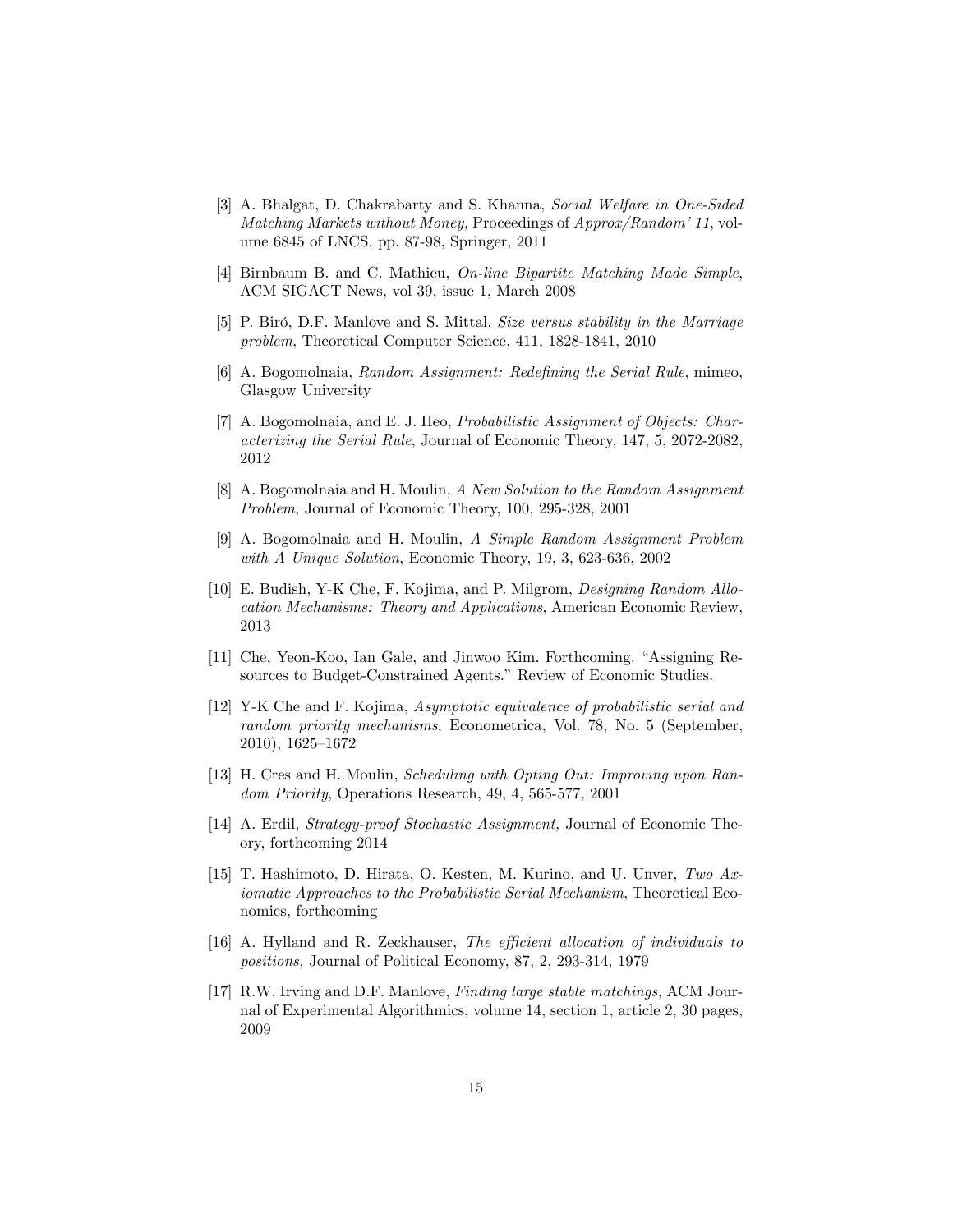[3] A. Bhalgat, D. Chakrabarty and S. Khanna, *Social Welfare in One-Sided Matching Markets without Money,* Proceedings of *Approx/Random' 11*, volume 6845 of LNCS, pp. 87-98, Springer, 2011

[4] Birnbaum B. and C. Mathieu, *On-line Bipartite Matching Made Simple*, ACM SIGACT News, vol 39, issue 1, March 2008

[5] P. Biró, D.F. Manlove and S. Mittal, *Size versus stability in the Marriage problem*, Theoretical Computer Science, 411, 1828-1841, 2010

[6] A. Bogomolnaia, *Random Assignment: Redefining the Serial Rule*, mimeo, Glasgow University

[7] A. Bogomolnaia, and E. J. Heo, *Probabilistic Assignment of Objects: Characterizing the Serial Rule*, Journal of Economic Theory, 147, 5, 2072-2082, 2012

[8] A. Bogomolnaia and H. Moulin, *A New Solution to the Random Assignment Problem*, Journal of Economic Theory, 100, 295-328, 2001

[9] A. Bogomolnaia and H. Moulin, *A Simple Random Assignment Problem with A Unique Solution*, Economic Theory, 19, 3, 623-636, 2002

[10] E. Budish, Y-K Che, F. Kojima, and P. Milgrom, *Designing Random Allocation Mechanisms: Theory and Applications*, American Economic Review, 2013

[11] Che, Yeon-Koo, Ian Gale, and Jinwoo Kim. Forthcoming. "Assigning Resources to Budget-Constrained Agents." Review of Economic Studies.

[12] Y-K Che and F. Kojima, *Asymptotic equivalence of probabilistic serial and random priority mechanisms*, Econometrica, Vol. 78, No. 5 (September, 2010), 1625–1672

[13] H. Cres and H. Moulin, *Scheduling with Opting Out: Improving upon Random Priority*, Operations Research, 49, 4, 565-577, 2001

[14] A. Erdil, *Strategy-proof Stochastic Assignment,* Journal of Economic Theory, forthcoming 2014

[15] T. Hashimoto, D. Hirata, O. Kesten, M. Kurino, and U. Unver, *Two Axiomatic Approaches to the Probabilistic Serial Mechanism*, Theoretical Economics, forthcoming

[16] A. Hylland and R. Zeckhauser, *The efficient allocation of individuals to positions,* Journal of Political Economy, 87, 2, 293-314, 1979

[17] R.W. Irving and D.F. Manlove, *Finding large stable matchings,* ACM Journal of Experimental Algorithmics, volume 14, section 1, article 2, 30 pages, 2009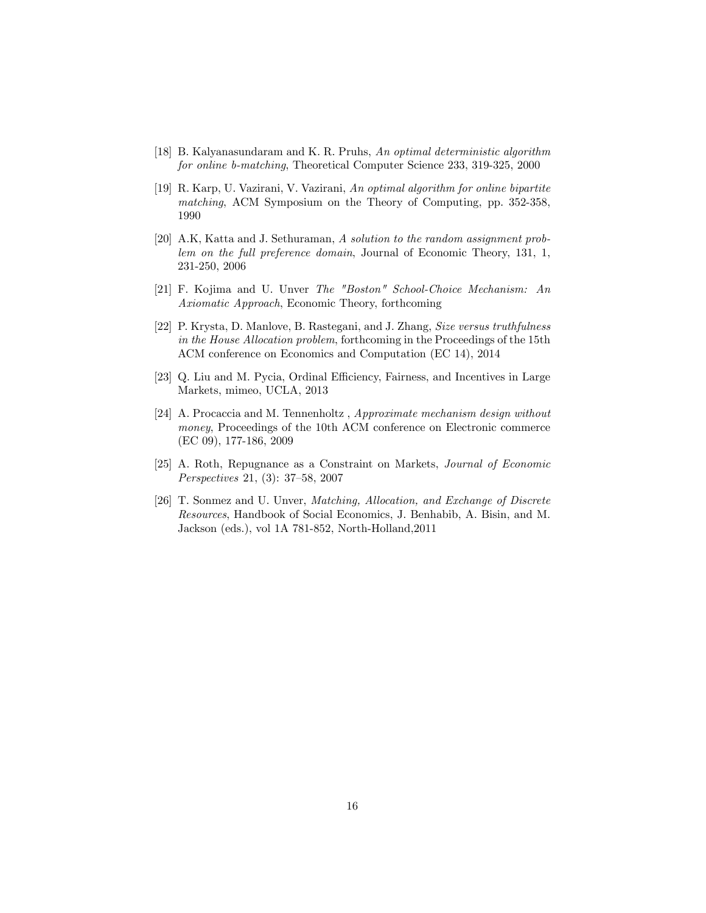[18] B. Kalyanasundaram and K. R. Pruhs, *An optimal deterministic algorithm for online b-matching*, Theoretical Computer Science 233, 319-325, 2000

[19] R. Karp, U. Vazirani, V. Vazirani, *An optimal algorithm for online bipartite matching*, ACM Symposium on the Theory of Computing, pp. 352-358, 1990

[20] A.K, Katta and J. Sethuraman, *A solution to the random assignment problem on the full preference domain*, Journal of Economic Theory, 131, 1, 231-250, 2006

[21] F. Kojima and U. Unver *The "Boston" School-Choice Mechanism: An Axiomatic Approach*, Economic Theory, forthcoming

[22] P. Krysta, D. Manlove, B. Rastegani, and J. Zhang, *Size versus truthfulness in the House Allocation problem*, forthcoming in the Proceedings of the 15th ACM conference on Economics and Computation (EC 14), 2014

[23] Q. Liu and M. Pycia, Ordinal Efficiency, Fairness, and Incentives in Large Markets, mimeo, UCLA, 2013

[24] A. Procaccia and M. Tennenholtz , *Approximate mechanism design without money*, Proceedings of the 10th ACM conference on Electronic commerce (EC 09), 177-186, 2009

[25] A. Roth, Repugnance as a Constraint on Markets, *Journal of Economic Perspectives* 21, (3): 37–58, 2007

[26] T. Sonmez and U. Unver, *Matching, Allocation, and Exchange of Discrete Resources*, Handbook of Social Economics, J. Benhabib, A. Bisin, and M. Jackson (eds.), vol 1A 781-852, North-Holland,2011